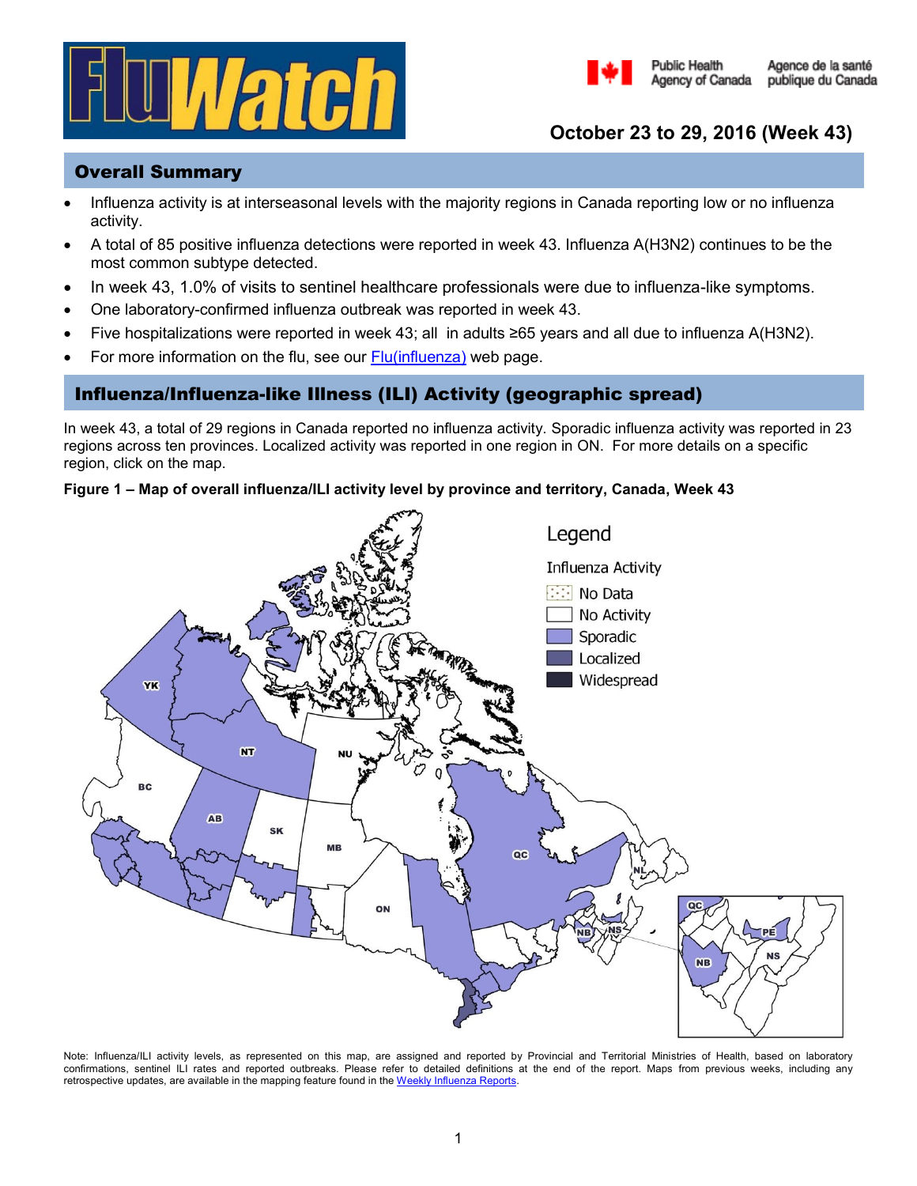# FluWatch

Public Health Agency of Canada / Agence de la santé publique du Canada

**October 23 to 29, 2016 (Week 43)**

## Overall Summary

- Influenza activity is at interseasonal levels with the majority regions in Canada reporting low or no influenza activity.
- A total of 85 positive influenza detections were reported in week 43. Influenza A(H3N2) continues to be the most common subtype detected.
- In week 43, 1.0% of visits to sentinel healthcare professionals were due to influenza-like symptoms.
- One laboratory-confirmed influenza outbreak was reported in week 43.
- Five hospitalizations were reported in week 43; all in adults ≥65 years and all due to influenza A(H3N2).
- For more information on the flu, see our Flu(influenza) web page.

## Influenza/Influenza-like Illness (ILI) Activity (geographic spread)

In week 43, a total of 29 regions in Canada reported no influenza activity. Sporadic influenza activity was reported in 23 regions across ten provinces. Localized activity was reported in one region in ON. For more details on a specific region, click on the map.

**Figure 1 – Map of overall influenza/ILI activity level by province and territory, Canada, Week 43**

Note: Influenza/ILI activity levels, as represented on this map, are assigned and reported by Provincial and Territorial Ministries of Health, based on laboratory confirmations, sentinel ILI rates and reported outbreaks. Please refer to detailed definitions at the end of the report. Maps from previous weeks, including any retrospective updates, are available in the mapping feature found in the Weekly Influenza Reports.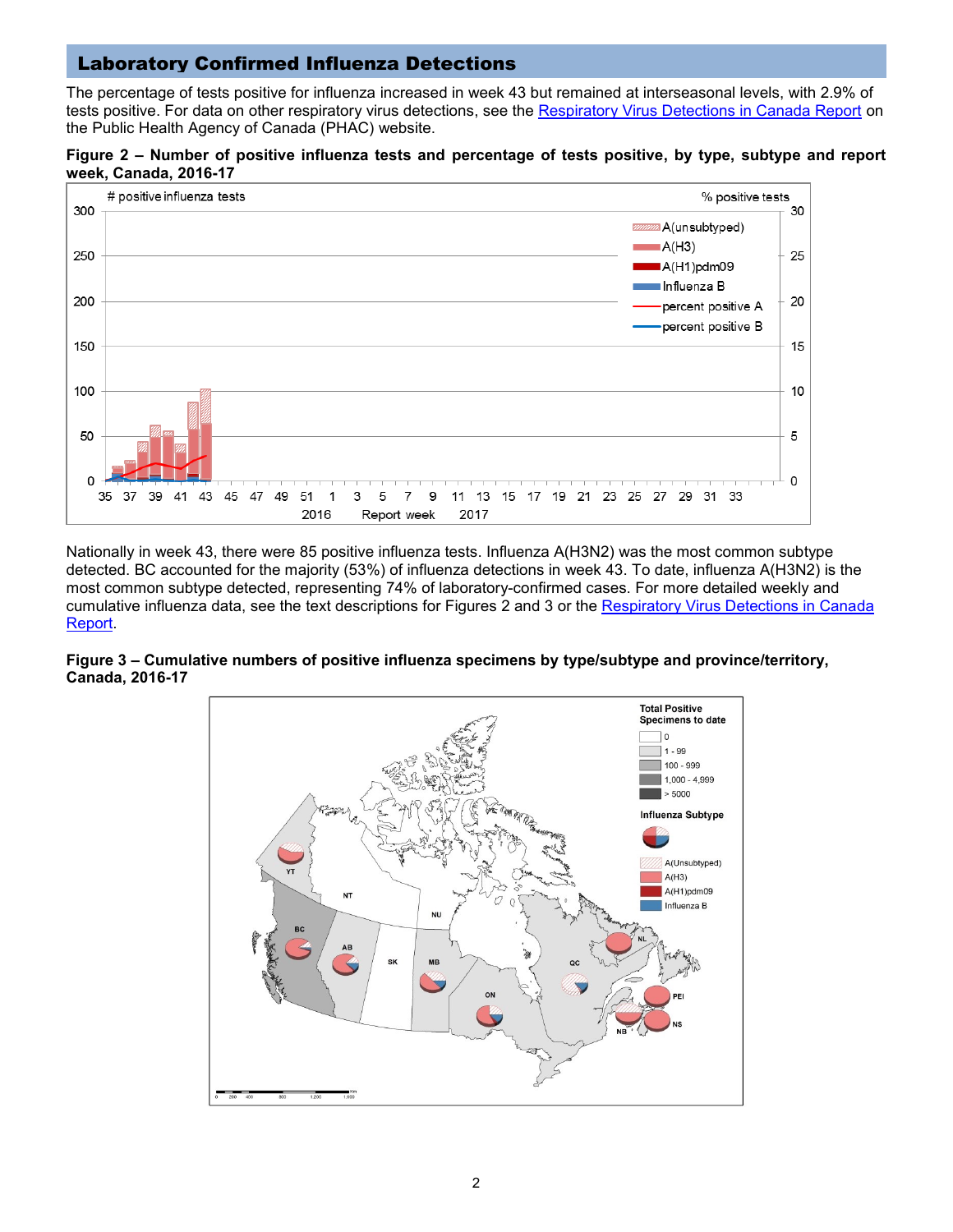## Laboratory Confirmed Influenza Detections

The percentage of tests positive for influenza increased in week 43 but remained at interseasonal levels, with 2.9% of tests positive. For data on other respiratory virus detections, see the Respiratory Virus Detections in Canada Report on the Public Health Agency of Canada (PHAC) website.

**Figure 2 – Number of positive influenza tests and percentage of tests positive, by type, subtype and report week, Canada, 2016-17**

Nationally in week 43, there were 85 positive influenza tests. Influenza A(H3N2) was the most common subtype detected. BC accounted for the majority (53%) of influenza detections in week 43. To date, influenza A(H3N2) is the most common subtype detected, representing 74% of laboratory-confirmed cases. For more detailed weekly and cumulative influenza data, see the text descriptions for Figures 2 and 3 or the Respiratory Virus Detections in Canada Report.

**Figure 3 – Cumulative numbers of positive influenza specimens by type/subtype and province/territory, Canada, 2016-17**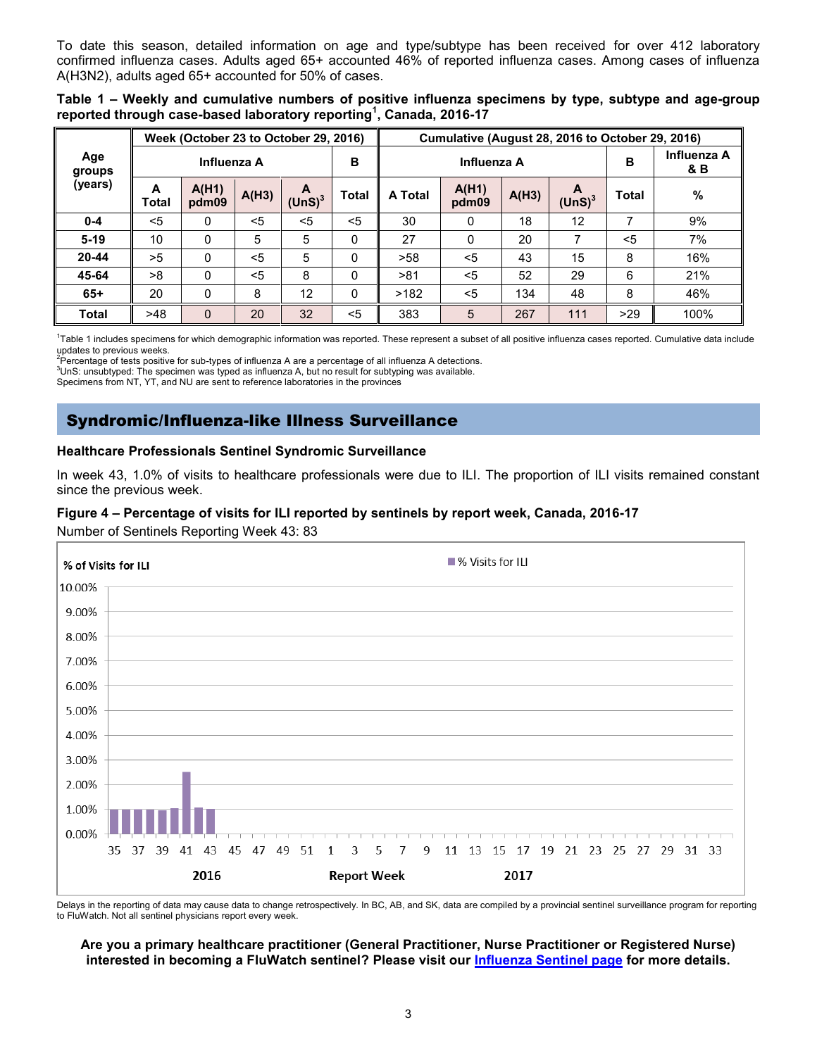To date this season, detailed information on age and type/subtype has been received for over 412 laboratory confirmed influenza cases. Adults aged 65+ accounted 46% of reported influenza cases. Among cases of influenza A(H3N2), adults aged 65+ accounted for 50% of cases.

**Table 1 – Weekly and cumulative numbers of positive influenza specimens by type, subtype and age-group reported through case-based laboratory reporting[1], Canada, 2016-17**

| Age groups (years) | Week (October 23 to October 29, 2016) | | | | | Cumulative (August 28, 2016 to October 29, 2016) | | | | | |
|---|---|---|---|---|---|---|---|---|---|---|---|
| | Influenza A | | | | B | Influenza A | | | | B | Influenza A & B |
| | A Total | A(H1) pdm09 | A(H3) | A (UnS)[3] | Total | A Total | A(H1) pdm09 | A(H3) | A (UnS)[3] | Total | % |
| 0-4 | <5 | 0 | <5 | <5 | <5 | 30 | 0 | 18 | 12 | 7 | 9% |
| 5-19 | 10 | 0 | 5 | 5 | 0 | 27 | 0 | 20 | 7 | <5 | 7% |
| 20-44 | >5 | 0 | <5 | 5 | 0 | >58 | <5 | 43 | 15 | 8 | 16% |
| 45-64 | >8 | 0 | <5 | 8 | 0 | >81 | <5 | 52 | 29 | 6 | 21% |
| 65+ | 20 | 0 | 8 | 12 | 0 | >182 | <5 | 134 | 48 | 8 | 46% |
| Total | >48 | 0 | 20 | 32 | <5 | 383 | 5 | 267 | 111 | >29 | 100% |

[1]Table 1 includes specimens for which demographic information was reported. These represent a subset of all positive influenza cases reported. Cumulative data include updates to previous weeks.
[2]Percentage of tests positive for sub-types of influenza A are a percentage of all influenza A detections.
[3]UnS: unsubtyped: The specimen was typed as influenza A, but no result for subtyping was available.
Specimens from NT, YT, and NU are sent to reference laboratories in the provinces

## Syndromic/Influenza-like Illness Surveillance

### Healthcare Professionals Sentinel Syndromic Surveillance

In week 43, 1.0% of visits to healthcare professionals were due to ILI. The proportion of ILI visits remained constant since the previous week.

**Figure 4 – Percentage of visits for ILI reported by sentinels by report week, Canada, 2016-17**

Number of Sentinels Reporting Week 43: 83

Delays in the reporting of data may cause data to change retrospectively. In BC, AB, and SK, data are compiled by a provincial sentinel surveillance program for reporting to FluWatch. Not all sentinel physicians report every week.

**Are you a primary healthcare practitioner (General Practitioner, Nurse Practitioner or Registered Nurse) interested in becoming a FluWatch sentinel? Please visit our Influenza Sentinel page for more details.**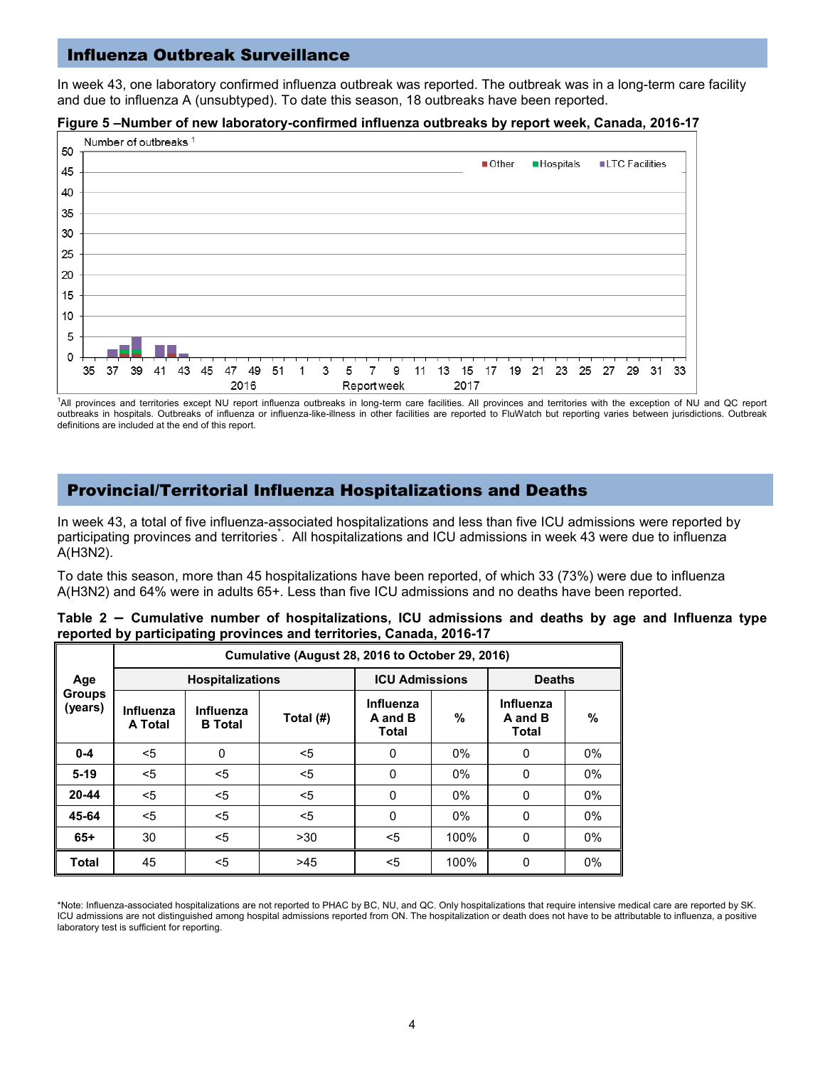## Influenza Outbreak Surveillance

In week 43, one laboratory confirmed influenza outbreak was reported. The outbreak was in a long-term care facility and due to influenza A (unsubtyped). To date this season, 18 outbreaks have been reported.

**Figure 5 –Number of new laboratory-confirmed influenza outbreaks by report week, Canada, 2016-17**

[1]All provinces and territories except NU report influenza outbreaks in long-term care facilities. All provinces and territories with the exception of NU and QC report outbreaks in hospitals. Outbreaks of influenza or influenza-like-illness in other facilities are reported to FluWatch but reporting varies between jurisdictions. Outbreak definitions are included at the end of this report.

## Provincial/Territorial Influenza Hospitalizations and Deaths

In week 43, a total of five influenza-associated hospitalizations and less than five ICU admissions were reported by participating provinces and territories*. All hospitalizations and ICU admissions in week 43 were due to influenza A(H3N2).

To date this season, more than 45 hospitalizations have been reported, of which 33 (73%) were due to influenza A(H3N2) and 64% were in adults 65+. Less than five ICU admissions and no deaths have been reported.

**Table 2 – Cumulative number of hospitalizations, ICU admissions and deaths by age and Influenza type reported by participating provinces and territories, Canada, 2016-17**

| Age Groups (years) | Cumulative (August 28, 2016 to October 29, 2016) | | | | | | |
|---|---|---|---|---|---|---|---|
| | Hospitalizations | | | ICU Admissions | | Deaths | |
| | Influenza A Total | Influenza B Total | Total (#) | Influenza A and B Total | % | Influenza A and B Total | % |
| **0-4** | <5 | 0 | <5 | 0 | 0% | 0 | 0% |
| **5-19** | <5 | <5 | <5 | 0 | 0% | 0 | 0% |
| **20-44** | <5 | <5 | <5 | 0 | 0% | 0 | 0% |
| **45-64** | <5 | <5 | <5 | 0 | 0% | 0 | 0% |
| **65+** | 30 | <5 | >30 | <5 | 100% | 0 | 0% |
| **Total** | 45 | <5 | >45 | <5 | 100% | 0 | 0% |

*Note: Influenza-associated hospitalizations are not reported to PHAC by BC, NU, and QC. Only hospitalizations that require intensive medical care are reported by SK. ICU admissions are not distinguished among hospital admissions reported from ON. The hospitalization or death does not have to be attributable to influenza, a positive laboratory test is sufficient for reporting.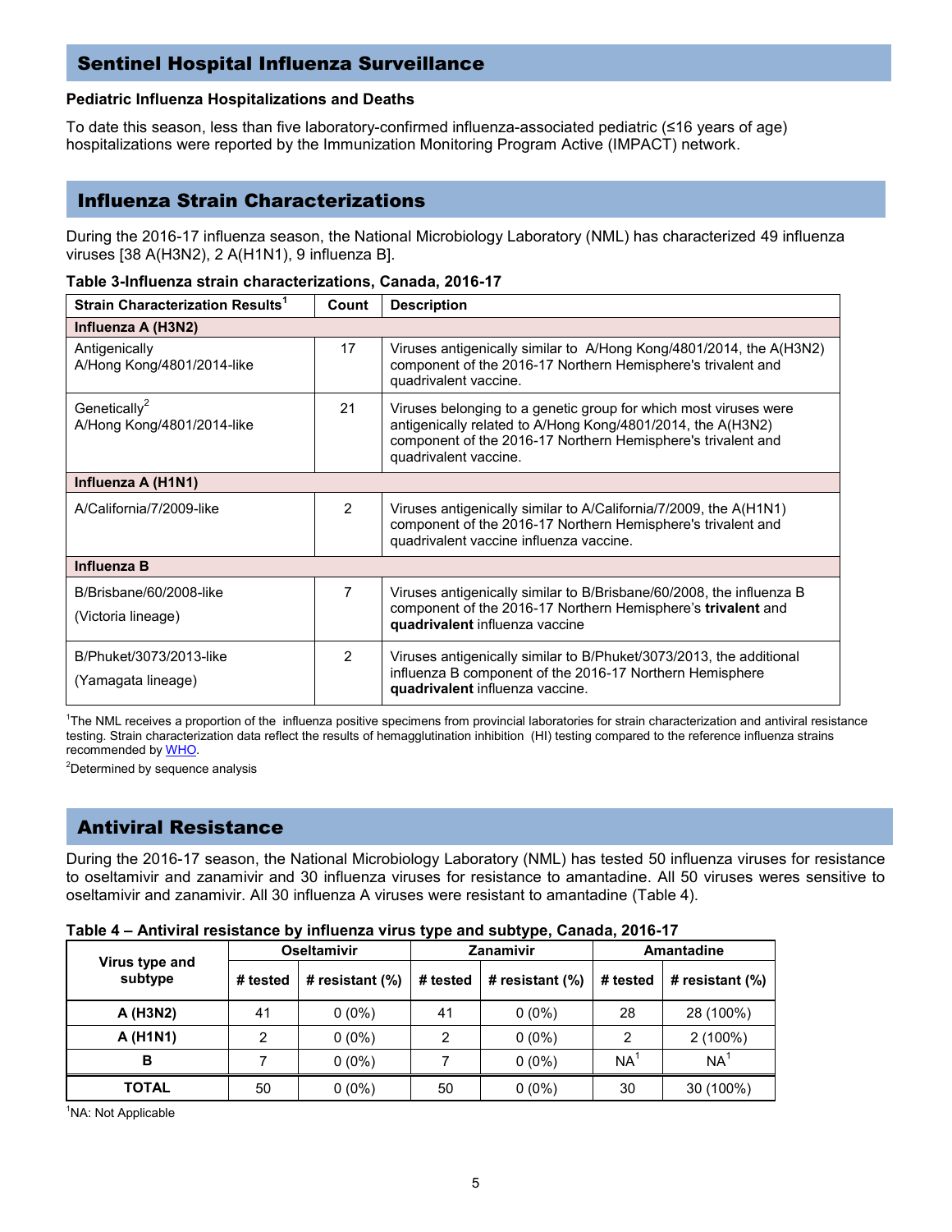## Sentinel Hospital Influenza Surveillance

**Pediatric Influenza Hospitalizations and Deaths**

To date this season, less than five laboratory-confirmed influenza-associated pediatric (≤16 years of age) hospitalizations were reported by the Immunization Monitoring Program Active (IMPACT) network.

## Influenza Strain Characterizations

During the 2016-17 influenza season, the National Microbiology Laboratory (NML) has characterized 49 influenza viruses [38 A(H3N2), 2 A(H1N1), 9 influenza B].

**Table 3-Influenza strain characterizations, Canada, 2016-17**

| Strain Characterization Results[1] | Count | Description |
|---|---|---|
| **Influenza A (H3N2)** | | |
| Antigenically A/Hong Kong/4801/2014-like | 17 | Viruses antigenically similar to A/Hong Kong/4801/2014, the A(H3N2) component of the 2016-17 Northern Hemisphere's trivalent and quadrivalent vaccine. |
| Genetically[2] A/Hong Kong/4801/2014-like | 21 | Viruses belonging to a genetic group for which most viruses were antigenically related to A/Hong Kong/4801/2014, the A(H3N2) component of the 2016-17 Northern Hemisphere's trivalent and quadrivalent vaccine. |
| **Influenza A (H1N1)** | | |
| A/California/7/2009-like | 2 | Viruses antigenically similar to A/California/7/2009, the A(H1N1) component of the 2016-17 Northern Hemisphere's trivalent and quadrivalent vaccine influenza vaccine. |
| **Influenza B** | | |
| B/Brisbane/60/2008-like (Victoria lineage) | 7 | Viruses antigenically similar to B/Brisbane/60/2008, the influenza B component of the 2016-17 Northern Hemisphere's **trivalent** and **quadrivalent** influenza vaccine |
| B/Phuket/3073/2013-like (Yamagata lineage) | 2 | Viruses antigenically similar to B/Phuket/3073/2013, the additional influenza B component of the 2016-17 Northern Hemisphere **quadrivalent** influenza vaccine. |

[1]The NML receives a proportion of the influenza positive specimens from provincial laboratories for strain characterization and antiviral resistance testing. Strain characterization data reflect the results of hemagglutination inhibition (HI) testing compared to the reference influenza strains recommended by WHO.

[2]Determined by sequence analysis

## Antiviral Resistance

During the 2016-17 season, the National Microbiology Laboratory (NML) has tested 50 influenza viruses for resistance to oseltamivir and zanamivir and 30 influenza viruses for resistance to amantadine. All 50 viruses weres sensitive to oseltamivir and zanamivir. All 30 influenza A viruses were resistant to amantadine (Table 4).

**Table 4 – Antiviral resistance by influenza virus type and subtype, Canada, 2016-17**

| Virus type and subtype | Oseltamivir | | Zanamivir | | Amantadine | |
|---|---|---|---|---|---|---|
| | # tested | # resistant (%) | # tested | # resistant (%) | # tested | # resistant (%) |
| **A (H3N2)** | 41 | 0 (0%) | 41 | 0 (0%) | 28 | 28 (100%) |
| **A (H1N1)** | 2 | 0 (0%) | 2 | 0 (0%) | 2 | 2 (100%) |
| **B** | 7 | 0 (0%) | 7 | 0 (0%) | NA[1] | NA[1] |
| **TOTAL** | 50 | 0 (0%) | 50 | 0 (0%) | 30 | 30 (100%) |

[1]NA: Not Applicable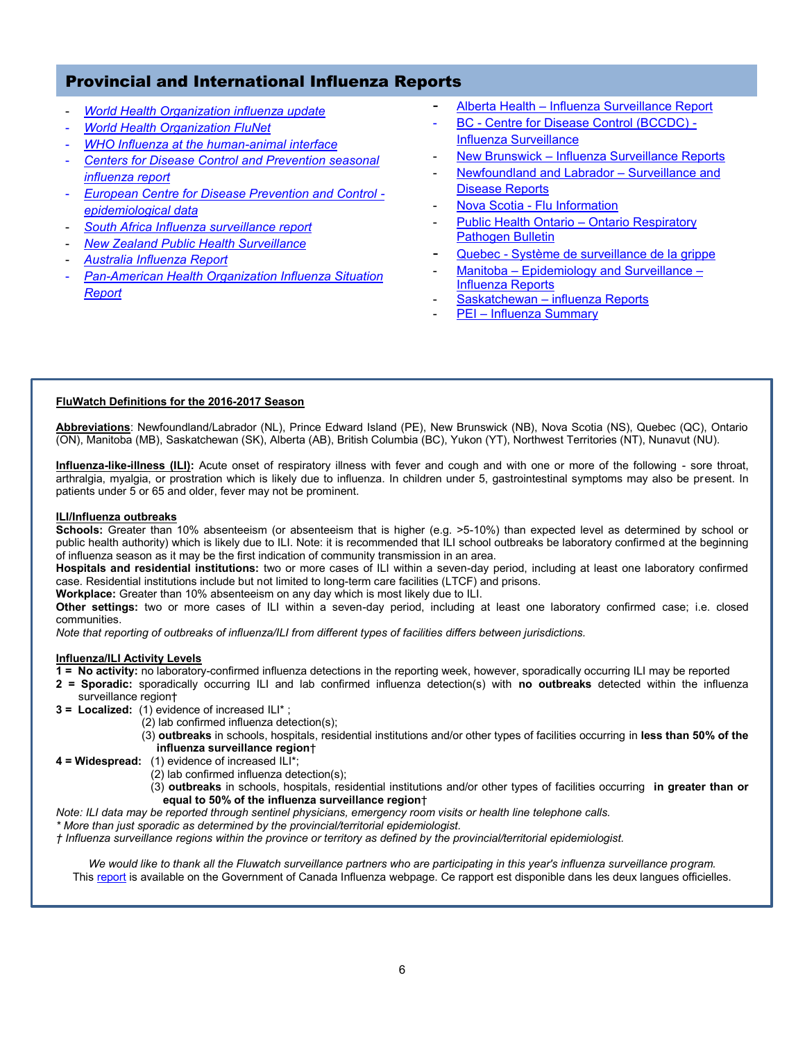## Provincial and International Influenza Reports

- *World Health Organization influenza update*
- *World Health Organization FluNet*
- *WHO Influenza at the human-animal interface*
- *Centers for Disease Control and Prevention seasonal influenza report*
- *European Centre for Disease Prevention and Control - epidemiological data*
- *South Africa Influenza surveillance report*
- *New Zealand Public Health Surveillance*
- *Australia Influenza Report*
- *Pan-American Health Organization Influenza Situation Report*

- Alberta Health – Influenza Surveillance Report
- BC - Centre for Disease Control (BCCDC) - Influenza Surveillance
- New Brunswick – Influenza Surveillance Reports
- Newfoundland and Labrador – Surveillance and Disease Reports
- Nova Scotia - Flu Information
- Public Health Ontario – Ontario Respiratory Pathogen Bulletin
- Quebec - Système de surveillance de la grippe
- Manitoba – Epidemiology and Surveillance – Influenza Reports
- Saskatchewan – influenza Reports
- PEI – Influenza Summary

**FluWatch Definitions for the 2016-2017 Season**

**Abbreviations**: Newfoundland/Labrador (NL), Prince Edward Island (PE), New Brunswick (NB), Nova Scotia (NS), Quebec (QC), Ontario (ON), Manitoba (MB), Saskatchewan (SK), Alberta (AB), British Columbia (BC), Yukon (YT), Northwest Territories (NT), Nunavut (NU).

**Influenza-like-illness (ILI):** Acute onset of respiratory illness with fever and cough and with one or more of the following - sore throat, arthralgia, myalgia, or prostration which is likely due to influenza. In children under 5, gastrointestinal symptoms may also be present. In patients under 5 or 65 and older, fever may not be prominent.

**ILI/Influenza outbreaks**

**Schools:** Greater than 10% absenteeism (or absenteeism that is higher (e.g. >5-10%) than expected level as determined by school or public health authority) which is likely due to ILI. Note: it is recommended that ILI school outbreaks be laboratory confirmed at the beginning of influenza season as it may be the first indication of community transmission in an area.

**Hospitals and residential institutions:** two or more cases of ILI within a seven-day period, including at least one laboratory confirmed case. Residential institutions include but not limited to long-term care facilities (LTCF) and prisons.

**Workplace:** Greater than 10% absenteeism on any day which is most likely due to ILI.

**Other settings:** two or more cases of ILI within a seven-day period, including at least one laboratory confirmed case; i.e. closed communities.

*Note that reporting of outbreaks of influenza/ILI from different types of facilities differs between jurisdictions.*

**Influenza/ILI Activity Levels**

**1 = No activity:** no laboratory-confirmed influenza detections in the reporting week, however, sporadically occurring ILI may be reported

**2 = Sporadic:** sporadically occurring ILI and lab confirmed influenza detection(s) with **no outbreaks** detected within the influenza surveillance region†

**3 = Localized:** (1) evidence of increased ILI* ;
(2) lab confirmed influenza detection(s);
(3) **outbreaks** in schools, hospitals, residential institutions and/or other types of facilities occurring in **less than 50% of the influenza surveillance region**†

**4 = Widespread:** (1) evidence of increased ILI*;
(2) lab confirmed influenza detection(s);
(3) **outbreaks** in schools, hospitals, residential institutions and/or other types of facilities occurring **in greater than or equal to 50% of the influenza surveillance region**†

*Note: ILI data may be reported through sentinel physicians, emergency room visits or health line telephone calls.*

*\* More than just sporadic as determined by the provincial/territorial epidemiologist.*

*† Influenza surveillance regions within the province or territory as defined by the provincial/territorial epidemiologist.*

*We would like to thank all the Fluwatch surveillance partners who are participating in this year's influenza surveillance program.*

This report is available on the Government of Canada Influenza webpage. Ce rapport est disponible dans les deux langues officielles.